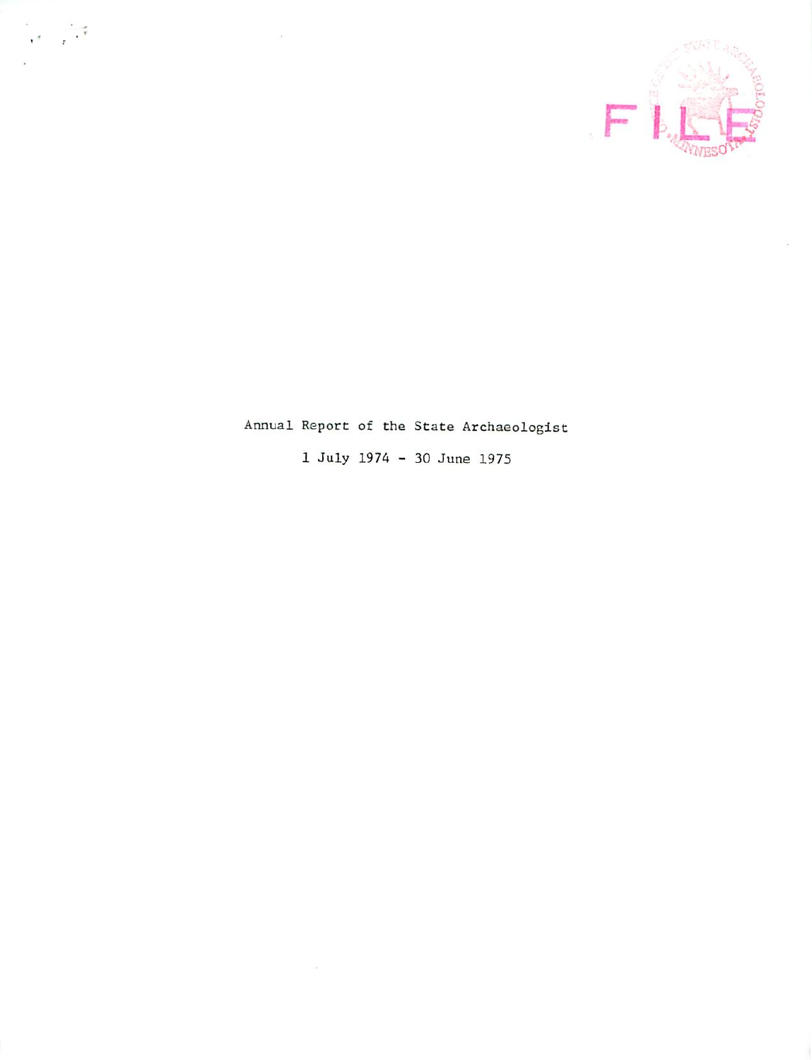# Annual Report of the State Archaeologist

1 July 1974 - 30 June 1975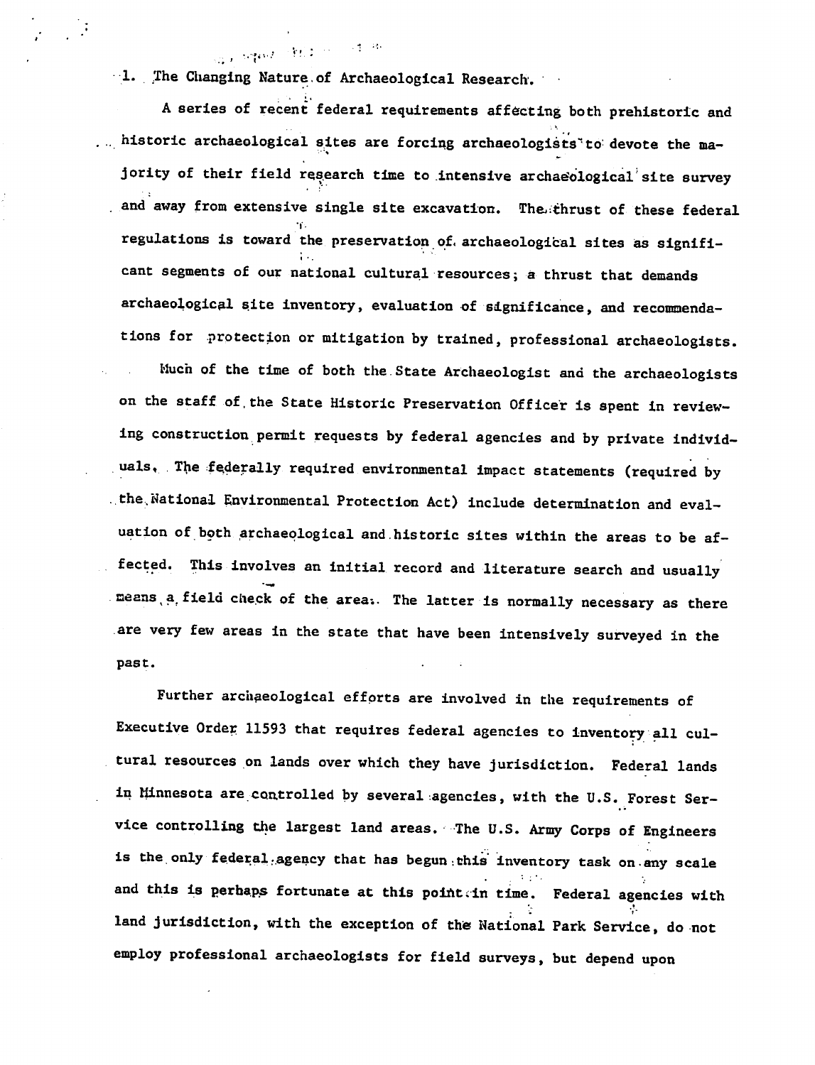1. The Changing Nature of Archaeological Research.

A series of recent federal requirements affecting both prehistoric and historic archaeological sites are forcing archaeologists to devote the majority of their field research time to intensive archaeological site survey and away from extensive single site excavation. The thrust of these federal regulations is toward the preservation of archaeological sites as significant segments of our national cultural resources; a thrust that demands archaeological site inventory, evaluation of significance, and recommendations for protection or mitigation by trained, professional archaeologists.

Much of the time of both the State Archaeologist and the archaeologists on the staff of the State Historic Preservation Officer is spent in reviewing construction permit requests by federal agencies and by private individuals. The federally required environmental impact statements (required by the National Environmental Protection Act) include determination and evaluation of both archaeological and historic sites within the areas to be affected. This involves an initial record and literature search and usually means a field check of the area. The latter is normally necessary as there are very few areas in the state that have been intensively surveyed in the past.

Further archaeological efforts are involved in the requirements of Executive Order 11593 that requires federal agencies to inventory all cultural resources on lands over which they have jurisdiction. Federal lands in Minnesota are controlled by several agencies, with the U.S. Forest Service controlling the largest land areas. The U.S. Army Corps of Engineers is the only federal agency that has begun this inventory task on any scale and this is perhaps fortunate at this point in time. Federal agencies with land jurisdiction, with the exception of the National Park Service, do not employ professional archaeologists for field surveys, but depend upon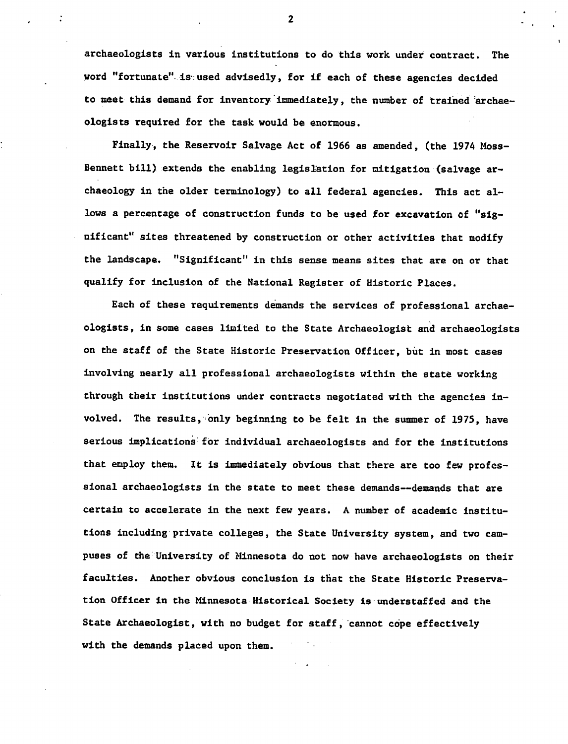archaeologists in various institutions to do this work under contract. The word "fortunate" is used advisedly, for if each of these agencies decided to meet this demand for inventory immediately, the number of trained archaeologists required for the task would be enormous.

Finally, the Reservoir Salvage Act of 1966 as amended, (the 1974 Moss-Bennett bill) extends the enabling legislation for mitigation (salvage archaeology in the older terminology) to all federal agencies. This act allows a percentage of construction funds to be used for excavation of "significant" sites threatened by construction or other activities that modify the landscape. "Significant" in this sense means sites that are on or that qualify for inclusion of the National Register of Historic Places.

Each of these requirements demands the services of professional archaeologists, in some cases limited to the State Archaeologist and archaeologists on the staff of the State Historic Preservation Officer, but in most cases involving nearly all professional archaeologists within the state working through their institutions under contracts negotiated with the agencies involved. The results, only beginning to be felt in the summer of 1975, have serious implications for individual archaeologists and for the institutions that employ them. It is immediately obvious that there are too few professional archaeologists in the state to meet these demands--demands that are certain to accelerate in the next few years. A number of academic institutions including private colleges, the State University system, and two campuses of the University of Minnesota do not now have archaeologists on their faculties. Another obvious conclusion is that the State Historic Preservation Officer in the Minnesota Historical Society is understaffed and the State Archaeologist, with no budget for staff, cannot cope effectively with the demands placed upon them.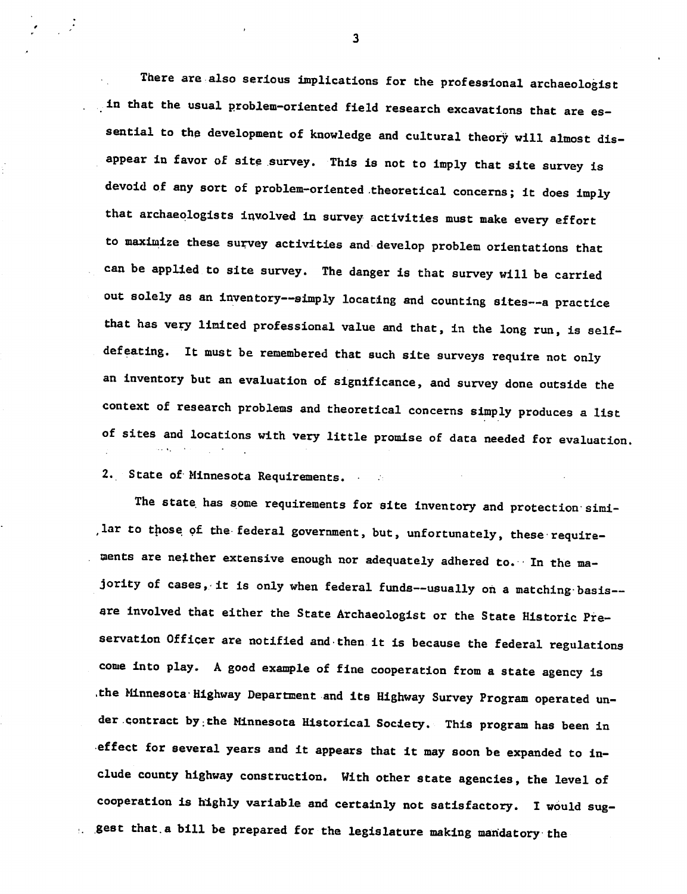There are also serious implications for the professional archaeologist in that the usual problem-oriented field research excavations that are essential to the development of knowledge and cultural theory will almost disappear in favor of site survey. This is not to imply that site survey is devoid of any sort of problem-oriented theoretical concerns; it does imply that archaeologists involved in survey activities must make every effort to maximize these survey activities and develop problem orientations that can be applied to site survey. The danger is that survey will be carried out solely as an inventory--simply locating and counting sites--a practice that has very limited professional value and that, in the long run, is self-defeating. It must be remembered that such site surveys require not only an inventory but an evaluation of significance, and survey done outside the context of research problems and theoretical concerns simply produces a list of sites and locations with very little promise of data needed for evaluation.

2. State of Minnesota Requirements.

The state has some requirements for site inventory and protection similar to those of the federal government, but, unfortunately, these requirements are neither extensive enough nor adequately adhered to. In the majority of cases, it is only when federal funds--usually on a matching basis--are involved that either the State Archaeologist or the State Historic Preservation Officer are notified and then it is because the federal regulations come into play. A good example of fine cooperation from a state agency is the Minnesota Highway Department and its Highway Survey Program operated under contract by the Minnesota Historical Society. This program has been in effect for several years and it appears that it may soon be expanded to include county highway construction. With other state agencies, the level of cooperation is highly variable and certainly not satisfactory. I would suggest that a bill be prepared for the legislature making mandatory the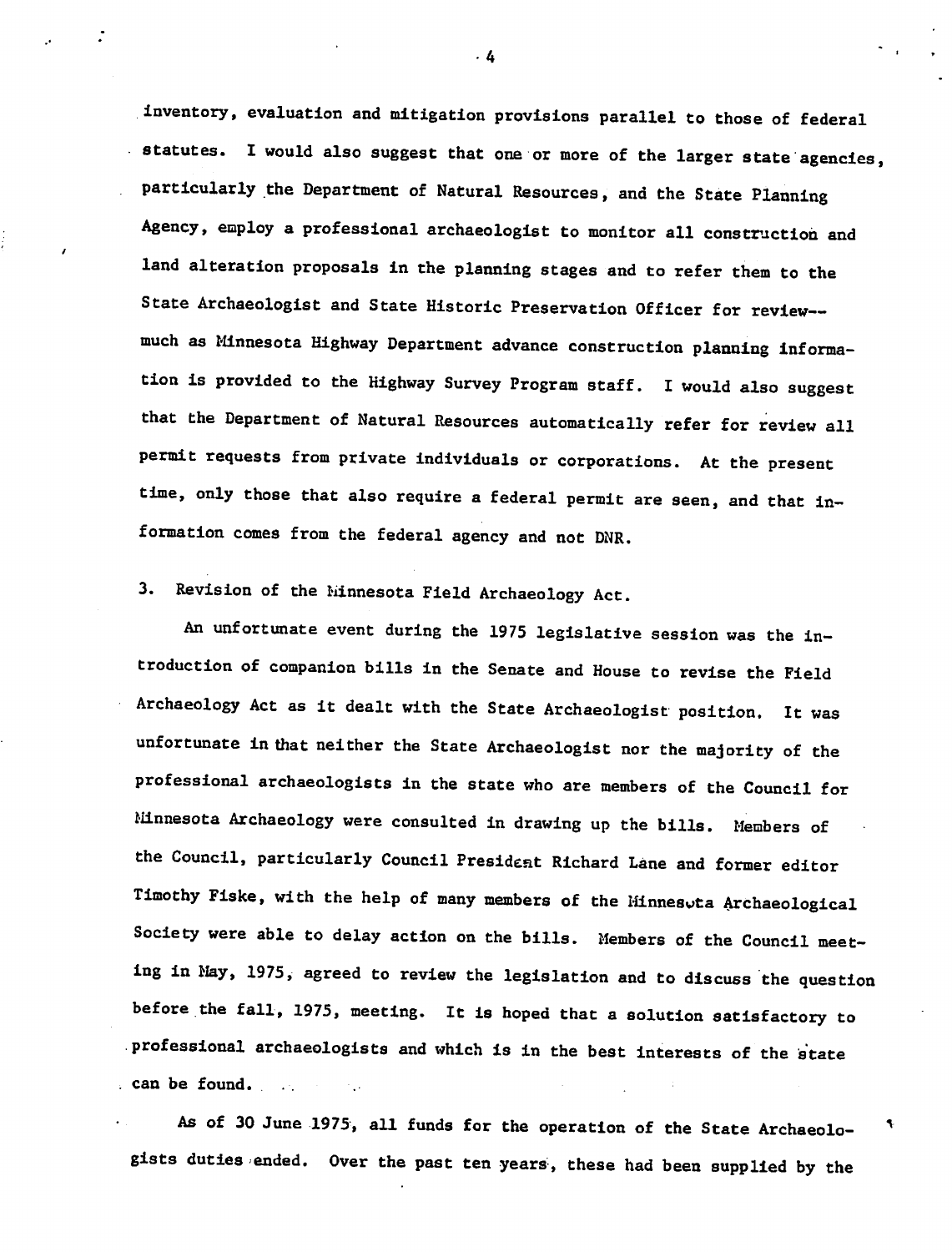inventory, evaluation and mitigation provisions parallel to those of federal statutes. I would also suggest that one or more of the larger state agencies, particularly the Department of Natural Resources, and the State Planning Agency, employ a professional archaeologist to monitor all construction and land alteration proposals in the planning stages and to refer them to the State Archaeologist and State Historic Preservation Officer for review--much as Minnesota Highway Department advance construction planning information is provided to the Highway Survey Program staff. I would also suggest that the Department of Natural Resources automatically refer for review all permit requests from private individuals or corporations. At the present time, only those that also require a federal permit are seen, and that information comes from the federal agency and not DNR.

3. Revision of the Minnesota Field Archaeology Act.

An unfortunate event during the 1975 legislative session was the introduction of companion bills in the Senate and House to revise the Field Archaeology Act as it dealt with the State Archaeologist position. It was unfortunate in that neither the State Archaeologist nor the majority of the professional archaeologists in the state who are members of the Council for Minnesota Archaeology were consulted in drawing up the bills. Members of the Council, particularly Council President Richard Lane and former editor Timothy Fiske, with the help of many members of the Minnesota Archaeological Society were able to delay action on the bills. Members of the Council meeting in May, 1975, agreed to review the legislation and to discuss the question before the fall, 1975, meeting. It is hoped that a solution satisfactory to professional archaeologists and which is in the best interests of the state can be found.

As of 30 June 1975, all funds for the operation of the State Archaeologists duties ended. Over the past ten years, these had been supplied by the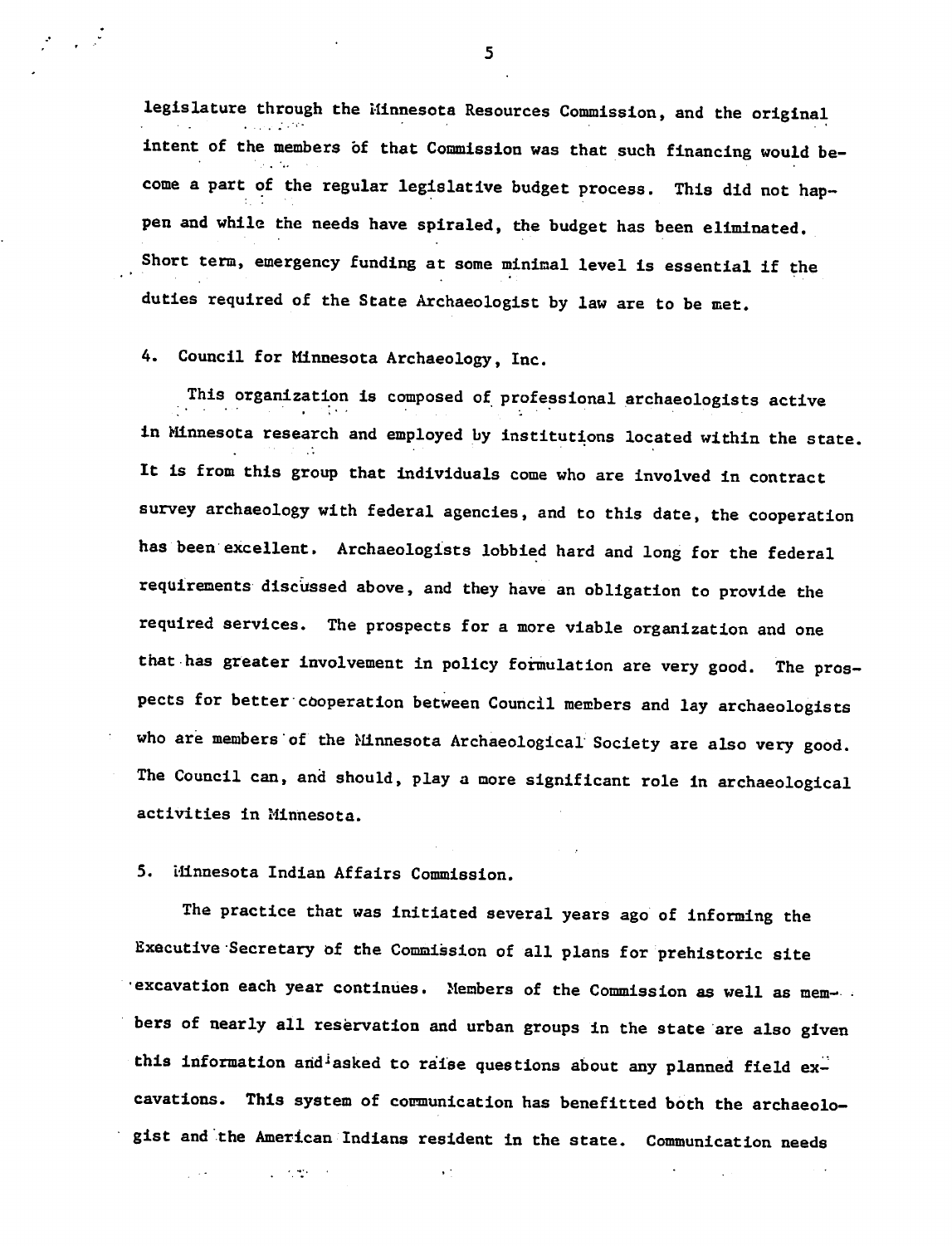legislature through the Minnesota Resources Commission, and the original intent of the members of that Commission was that such financing would become a part of the regular legislative budget process. This did not happen and while the needs have spiraled, the budget has been eliminated. Short term, emergency funding at some minimal level is essential if the duties required of the State Archaeologist by law are to be met.

4. Council for Minnesota Archaeology, Inc.

This organization is composed of professional archaeologists active in Minnesota research and employed by institutions located within the state. It is from this group that individuals come who are involved in contract survey archaeology with federal agencies, and to this date, the cooperation has been excellent. Archaeologists lobbied hard and long for the federal requirements discussed above, and they have an obligation to provide the required services. The prospects for a more viable organization and one that has greater involvement in policy formulation are very good. The prospects for better cooperation between Council members and lay archaeologists who are members of the Minnesota Archaeological Society are also very good. The Council can, and should, play a more significant role in archaeological activities in Minnesota.

5. Minnesota Indian Affairs Commission.

The practice that was initiated several years ago of informing the Executive Secretary of the Commission of all plans for prehistoric site excavation each year continues. Members of the Commission as well as members of nearly all reservation and urban groups in the state are also given this information and asked to raise questions about any planned field excavations. This system of communication has benefitted both the archaeologist and the American Indians resident in the state. Communication needs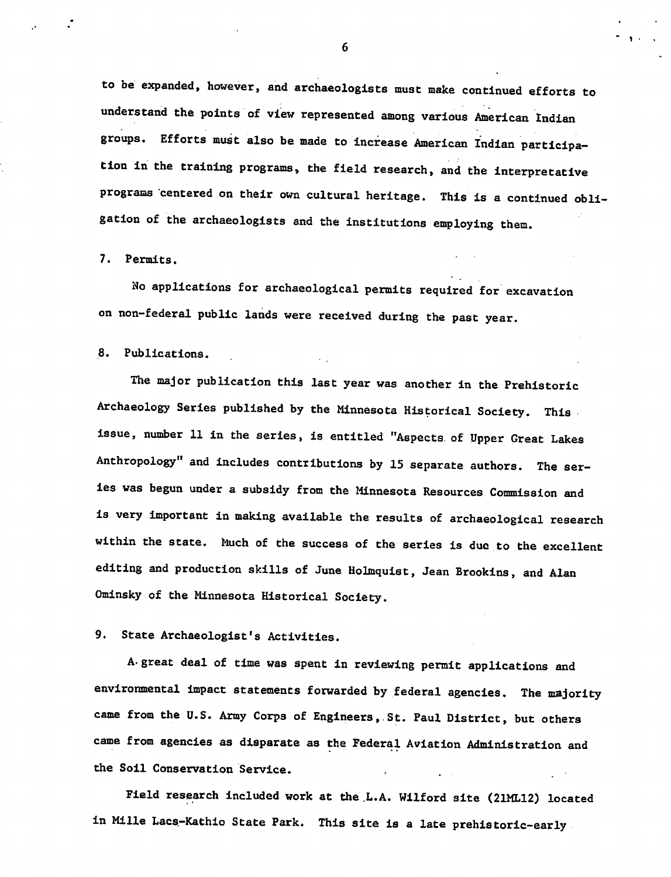to be expanded, however, and archaeologists must make continued efforts to understand the points of view represented among various American Indian groups. Efforts must also be made to increase American Indian participation in the training programs, the field research, and the interpretative programs centered on their own cultural heritage. This is a continued obligation of the archaeologists and the institutions employing them.

7. Permits.

No applications for archaeological permits required for excavation on non-federal public lands were received during the past year.

8. Publications.

The major publication this last year was another in the Prehistoric Archaeology Series published by the Minnesota Historical Society. This issue, number 11 in the series, is entitled "Aspects of Upper Great Lakes Anthropology" and includes contributions by 15 separate authors. The series was begun under a subsidy from the Minnesota Resources Commission and is very important in making available the results of archaeological research within the state. Much of the success of the series is due to the excellent editing and production skills of June Holmquist, Jean Brookins, and Alan Ominsky of the Minnesota Historical Society.

9. State Archaeologist's Activities.

A great deal of time was spent in reviewing permit applications and environmental impact statements forwarded by federal agencies. The majority came from the U.S. Army Corps of Engineers, St. Paul District, but others came from agencies as disparate as the Federal Aviation Administration and the Soil Conservation Service.

Field research included work at the L.A. Wilford site (21ML12) located in Mille Lacs-Kathio State Park. This site is a late prehistoric-early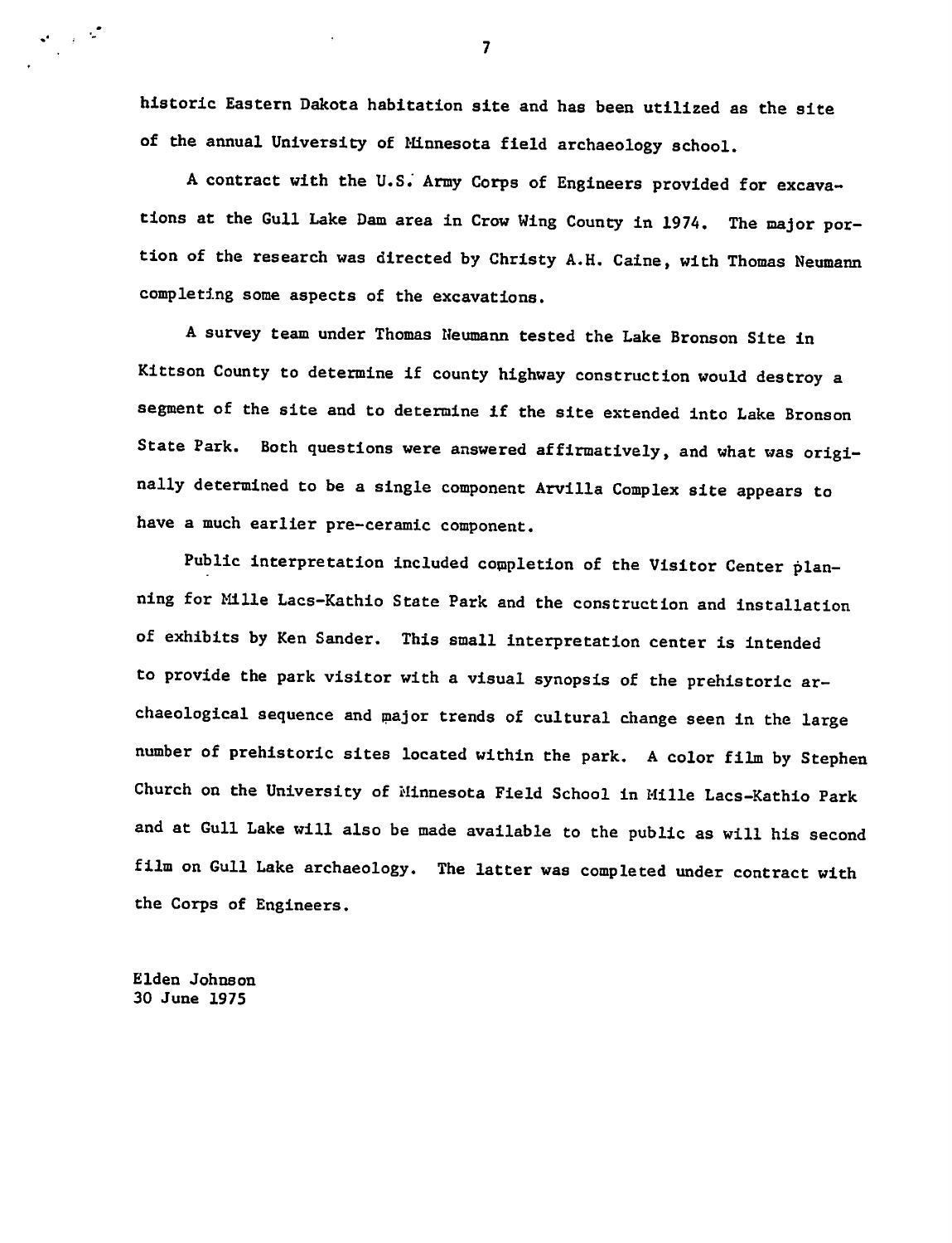historic Eastern Dakota habitation site and has been utilized as the site of the annual University of Minnesota field archaeology school.

A contract with the U.S. Army Corps of Engineers provided for excavations at the Gull Lake Dam area in Crow Wing County in 1974. The major portion of the research was directed by Christy A.H. Caine, with Thomas Neumann completing some aspects of the excavations.

A survey team under Thomas Neumann tested the Lake Bronson Site in Kittson County to determine if county highway construction would destroy a segment of the site and to determine if the site extended into Lake Bronson State Park. Both questions were answered affirmatively, and what was originally determined to be a single component Arvilla Complex site appears to have a much earlier pre-ceramic component.

Public interpretation included completion of the Visitor Center planning for Mille Lacs-Kathio State Park and the construction and installation of exhibits by Ken Sander. This small interpretation center is intended to provide the park visitor with a visual synopsis of the prehistoric archaeological sequence and major trends of cultural change seen in the large number of prehistoric sites located within the park. A color film by Stephen Church on the University of Minnesota Field School in Mille Lacs-Kathio Park and at Gull Lake will also be made available to the public as will his second film on Gull Lake archaeology. The latter was completed under contract with the Corps of Engineers.

Elden Johnson
30 June 1975